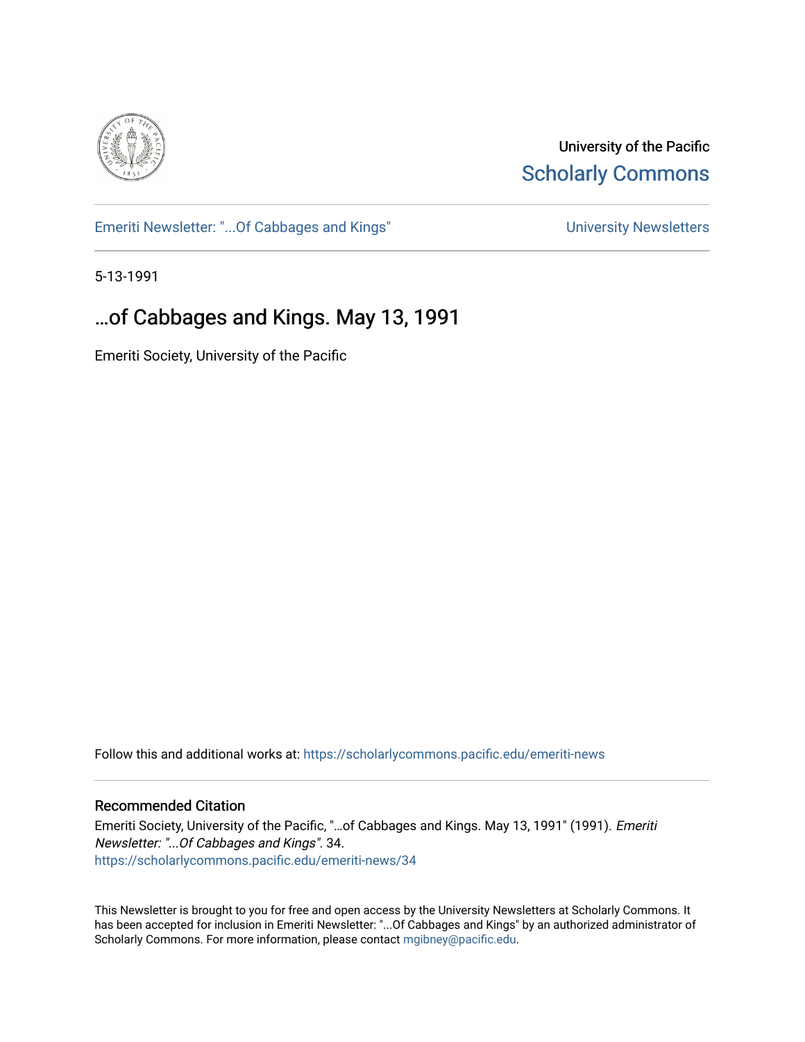University of the Pacific
Scholarly Commons

Emeriti Newsletter: "...Of Cabbages and Kings"

University Newsletters

5-13-1991

# …of Cabbages and Kings. May 13, 1991

Emeriti Society, University of the Pacific

Follow this and additional works at: https://scholarlycommons.pacific.edu/emeriti-news

## Recommended Citation

Emeriti Society, University of the Pacific, "…of Cabbages and Kings. May 13, 1991" (1991). *Emeriti Newsletter: "...Of Cabbages and Kings"*. 34.
https://scholarlycommons.pacific.edu/emeriti-news/34

This Newsletter is brought to you for free and open access by the University Newsletters at Scholarly Commons. It has been accepted for inclusion in Emeriti Newsletter: "...Of Cabbages and Kings" by an authorized administrator of Scholarly Commons. For more information, please contact mgibney@pacific.edu.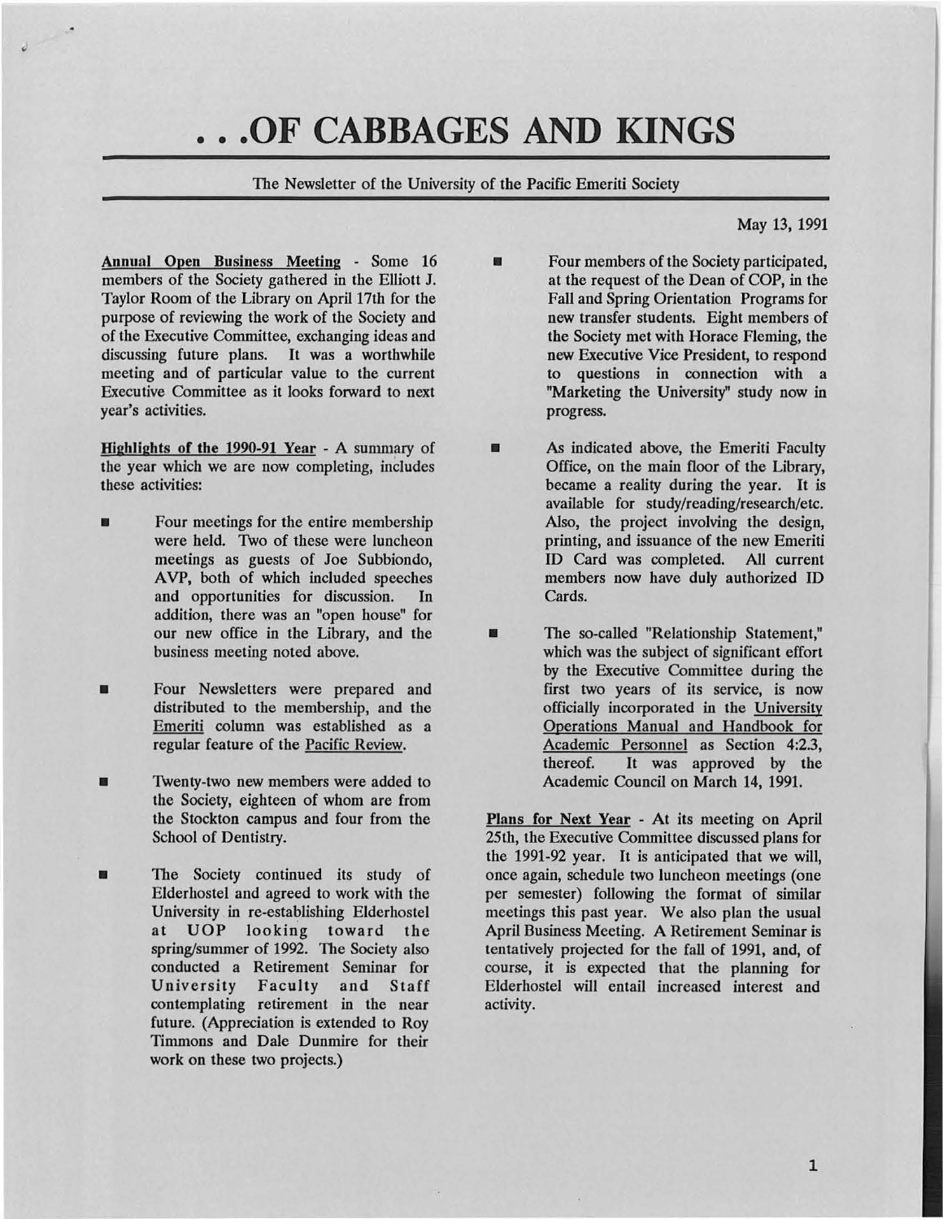# . . .OF CABBAGES AND KINGS

The Newsletter of the University of the Pacific Emeriti Society

May 13, 1991

<u>Annual Open Business Meeting</u> - Some 16 members of the Society gathered in the Elliott J. Taylor Room of the Library on April 17th for the purpose of reviewing the work of the Society and of the Executive Committee, exchanging ideas and discussing future plans. It was a worthwhile meeting and of particular value to the current Executive Committee as it looks forward to next year's activities.

<u>Highlights of the 1990-91 Year</u> - A summary of the year which we are now completing, includes these activities:

- Four meetings for the entire membership were held. Two of these were luncheon meetings as guests of Joe Subbiondo, AVP, both of which included speeches and opportunities for discussion. In addition, there was an "open house" for our new office in the Library, and the business meeting noted above.

- Four Newsletters were prepared and distributed to the membership, and the <u>Emeriti</u> column was established as a regular feature of the <u>Pacific Review</u>.

- Twenty-two new members were added to the Society, eighteen of whom are from the Stockton campus and four from the School of Dentistry.

- The Society continued its study of Elderhostel and agreed to work with the University in re-establishing Elderhostel at UOP looking toward the spring/summer of 1992. The Society also conducted a Retirement Seminar for University Faculty and Staff contemplating retirement in the near future. (Appreciation is extended to Roy Timmons and Dale Dunmire for their work on these two projects.)

- Four members of the Society participated, at the request of the Dean of COP, in the Fall and Spring Orientation Programs for new transfer students. Eight members of the Society met with Horace Fleming, the new Executive Vice President, to respond to questions in connection with a "Marketing the University" study now in progress.

- As indicated above, the Emeriti Faculty Office, on the main floor of the Library, became a reality during the year. It is available for study/reading/research/etc. Also, the project involving the design, printing, and issuance of the new Emeriti ID Card was completed. All current members now have duly authorized ID Cards.

- The so-called "Relationship Statement," which was the subject of significant effort by the Executive Committee during the first two years of its service, is now officially incorporated in the <u>University Operations Manual and Handbook for Academic Personnel</u> as Section 4:2.3, thereof. It was approved by the Academic Council on March 14, 1991.

<u>Plans for Next Year</u> - At its meeting on April 25th, the Executive Committee discussed plans for the 1991-92 year. It is anticipated that we will, once again, schedule two luncheon meetings (one per semester) following the format of similar meetings this past year. We also plan the usual April Business Meeting. A Retirement Seminar is tentatively projected for the fall of 1991, and, of course, it is expected that the planning for Elderhostel will entail increased interest and activity.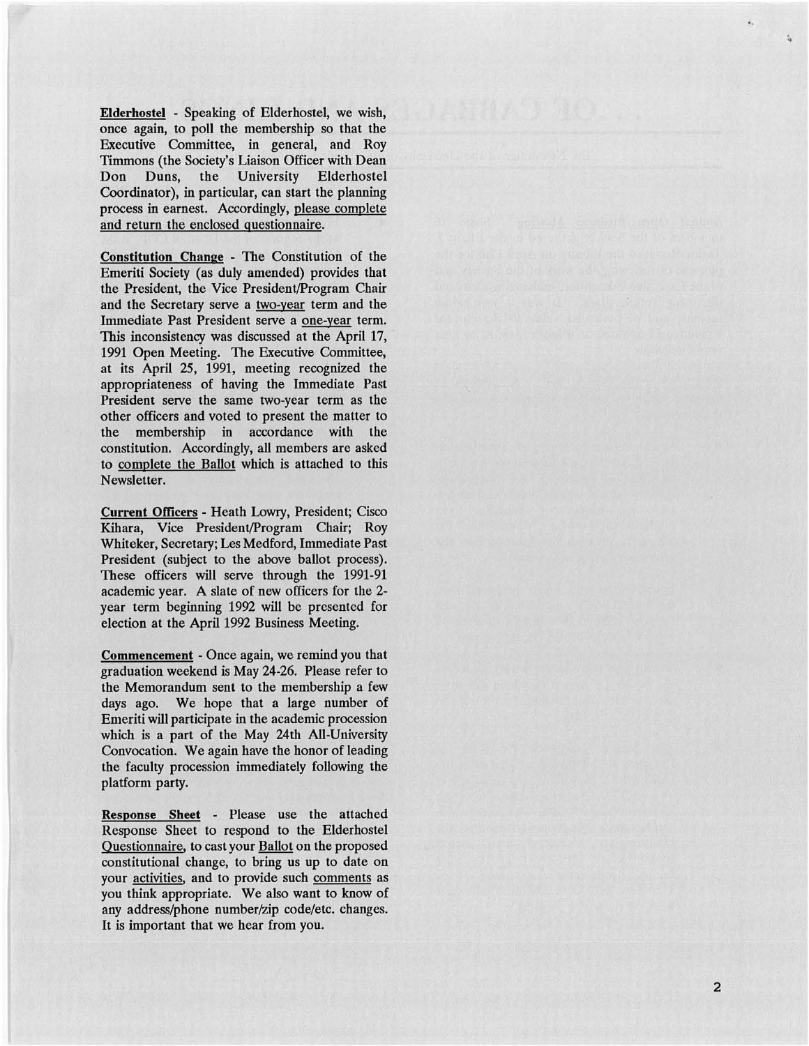**Elderhostel** - Speaking of Elderhostel, we wish, once again, to poll the membership so that the Executive Committee, in general, and Roy Timmons (the Society's Liaison Officer with Dean Don Duns, the University Elderhostel Coordinator), in particular, can start the planning process in earnest. Accordingly, please complete and return the enclosed questionnaire.

**Constitution Change** - The Constitution of the Emeriti Society (as duly amended) provides that the President, the Vice President/Program Chair and the Secretary serve a two-year term and the Immediate Past President serve a one-year term. This inconsistency was discussed at the April 17, 1991 Open Meeting. The Executive Committee, at its April 25, 1991, meeting recognized the appropriateness of having the Immediate Past President serve the same two-year term as the other officers and voted to present the matter to the membership in accordance with the constitution. Accordingly, all members are asked to complete the Ballot which is attached to this Newsletter.

**Current Officers** - Heath Lowry, President; Cisco Kihara, Vice President/Program Chair; Roy Whiteker, Secretary; Les Medford, Immediate Past President (subject to the above ballot process). These officers will serve through the 1991-91 academic year. A slate of new officers for the 2-year term beginning 1992 will be presented for election at the April 1992 Business Meeting.

**Commencement** - Once again, we remind you that graduation weekend is May 24-26. Please refer to the Memorandum sent to the membership a few days ago. We hope that a large number of Emeriti will participate in the academic procession which is a part of the May 24th All-University Convocation. We again have the honor of leading the faculty procession immediately following the platform party.

**Response Sheet** - Please use the attached Response Sheet to respond to the Elderhostel Questionnaire, to cast your Ballot on the proposed constitutional change, to bring us up to date on your activities, and to provide such comments as you think appropriate. We also want to know of any address/phone number/zip code/etc. changes. It is important that we hear from you.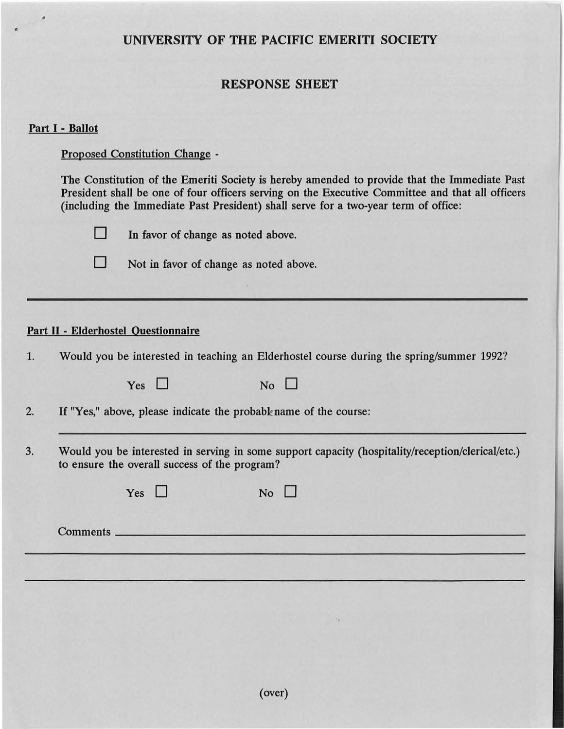# UNIVERSITY OF THE PACIFIC EMERITI SOCIETY

## RESPONSE SHEET

**Part I - Ballot**

Proposed Constitution Change -

The Constitution of the Emeriti Society is hereby amended to provide that the Immediate Past President shall be one of four officers serving on the Executive Committee and that all officers (including the Immediate Past President) shall serve for a two-year term of office:

☐ In favor of change as noted above.

☐ Not in favor of change as noted above.

---

**Part II - Elderhostel Questionnaire**

1. Would you be interested in teaching an Elderhostel course during the spring/summer 1992?

   Yes ☐ No ☐

2. If "Yes," above, please indicate the probable name of the course:

   ______________________________________________

3. Would you be interested in serving in some support capacity (hospitality/reception/clerical/etc.) to ensure the overall success of the program?

   Yes ☐ No ☐

Comments ______________________________________________

______________________________________________

______________________________________________

(over)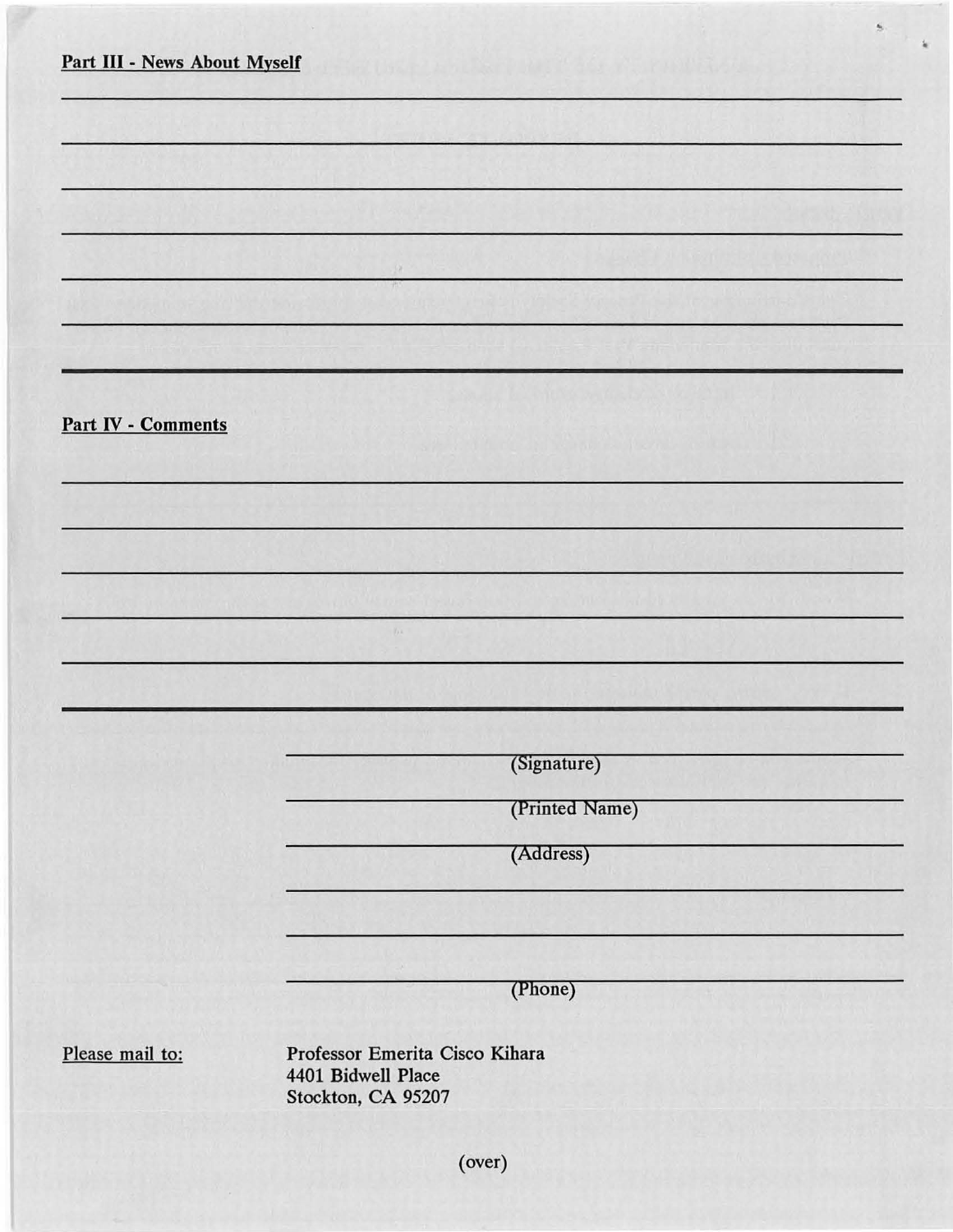**Part III - News About Myself**

\_\_\_\_\_\_\_\_\_\_\_\_\_\_\_\_\_\_\_\_\_\_\_\_\_\_\_\_\_\_\_\_\_\_\_\_\_\_\_\_\_\_\_\_\_\_\_\_\_\_\_\_\_\_\_\_\_\_\_\_\_\_\_\_\_\_\_\_\_\_

\_\_\_\_\_\_\_\_\_\_\_\_\_\_\_\_\_\_\_\_\_\_\_\_\_\_\_\_\_\_\_\_\_\_\_\_\_\_\_\_\_\_\_\_\_\_\_\_\_\_\_\_\_\_\_\_\_\_\_\_\_\_\_\_\_\_\_\_\_\_

\_\_\_\_\_\_\_\_\_\_\_\_\_\_\_\_\_\_\_\_\_\_\_\_\_\_\_\_\_\_\_\_\_\_\_\_\_\_\_\_\_\_\_\_\_\_\_\_\_\_\_\_\_\_\_\_\_\_\_\_\_\_\_\_\_\_\_\_\_\_

\_\_\_\_\_\_\_\_\_\_\_\_\_\_\_\_\_\_\_\_\_\_\_\_\_\_\_\_\_\_\_\_\_\_\_\_\_\_\_\_\_\_\_\_\_\_\_\_\_\_\_\_\_\_\_\_\_\_\_\_\_\_\_\_\_\_\_\_\_\_

\_\_\_\_\_\_\_\_\_\_\_\_\_\_\_\_\_\_\_\_\_\_\_\_\_\_\_\_\_\_\_\_\_\_\_\_\_\_\_\_\_\_\_\_\_\_\_\_\_\_\_\_\_\_\_\_\_\_\_\_\_\_\_\_\_\_\_\_\_\_

\_\_\_\_\_\_\_\_\_\_\_\_\_\_\_\_\_\_\_\_\_\_\_\_\_\_\_\_\_\_\_\_\_\_\_\_\_\_\_\_\_\_\_\_\_\_\_\_\_\_\_\_\_\_\_\_\_\_\_\_\_\_\_\_\_\_\_\_\_\_

---

**Part IV - Comments**

\_\_\_\_\_\_\_\_\_\_\_\_\_\_\_\_\_\_\_\_\_\_\_\_\_\_\_\_\_\_\_\_\_\_\_\_\_\_\_\_\_\_\_\_\_\_\_\_\_\_\_\_\_\_\_\_\_\_\_\_\_\_\_\_\_\_\_\_\_\_

\_\_\_\_\_\_\_\_\_\_\_\_\_\_\_\_\_\_\_\_\_\_\_\_\_\_\_\_\_\_\_\_\_\_\_\_\_\_\_\_\_\_\_\_\_\_\_\_\_\_\_\_\_\_\_\_\_\_\_\_\_\_\_\_\_\_\_\_\_\_

\_\_\_\_\_\_\_\_\_\_\_\_\_\_\_\_\_\_\_\_\_\_\_\_\_\_\_\_\_\_\_\_\_\_\_\_\_\_\_\_\_\_\_\_\_\_\_\_\_\_\_\_\_\_\_\_\_\_\_\_\_\_\_\_\_\_\_\_\_\_

\_\_\_\_\_\_\_\_\_\_\_\_\_\_\_\_\_\_\_\_\_\_\_\_\_\_\_\_\_\_\_\_\_\_\_\_\_\_\_\_\_\_\_\_\_\_\_\_\_\_\_\_\_\_\_\_\_\_\_\_\_\_\_\_\_\_\_\_\_\_

\_\_\_\_\_\_\_\_\_\_\_\_\_\_\_\_\_\_\_\_\_\_\_\_\_\_\_\_\_\_\_\_\_\_\_\_\_\_\_\_\_\_\_\_\_\_\_\_\_\_\_\_\_\_\_\_\_\_\_\_\_\_\_\_\_\_\_\_\_\_

---

\_\_\_\_\_\_\_\_\_\_\_\_\_\_\_\_\_\_\_\_\_\_\_\_\_\_\_\_\_\_\_\_\_\_\_\_\_\_\_\_\_\_\_\_\_\_\_\_
(Signature)

\_\_\_\_\_\_\_\_\_\_\_\_\_\_\_\_\_\_\_\_\_\_\_\_\_\_\_\_\_\_\_\_\_\_\_\_\_\_\_\_\_\_\_\_\_\_\_\_
(Printed Name)

\_\_\_\_\_\_\_\_\_\_\_\_\_\_\_\_\_\_\_\_\_\_\_\_\_\_\_\_\_\_\_\_\_\_\_\_\_\_\_\_\_\_\_\_\_\_\_\_
(Address)

\_\_\_\_\_\_\_\_\_\_\_\_\_\_\_\_\_\_\_\_\_\_\_\_\_\_\_\_\_\_\_\_\_\_\_\_\_\_\_\_\_\_\_\_\_\_\_\_

\_\_\_\_\_\_\_\_\_\_\_\_\_\_\_\_\_\_\_\_\_\_\_\_\_\_\_\_\_\_\_\_\_\_\_\_\_\_\_\_\_\_\_\_\_\_\_\_

\_\_\_\_\_\_\_\_\_\_\_\_\_\_\_\_\_\_\_\_\_\_\_\_\_\_\_\_\_\_\_\_\_\_\_\_\_\_\_\_\_\_\_\_\_\_\_\_
(Phone)

Please mail to:

Professor Emerita Cisco Kihara
4401 Bidwell Place
Stockton, CA 95207

(over)